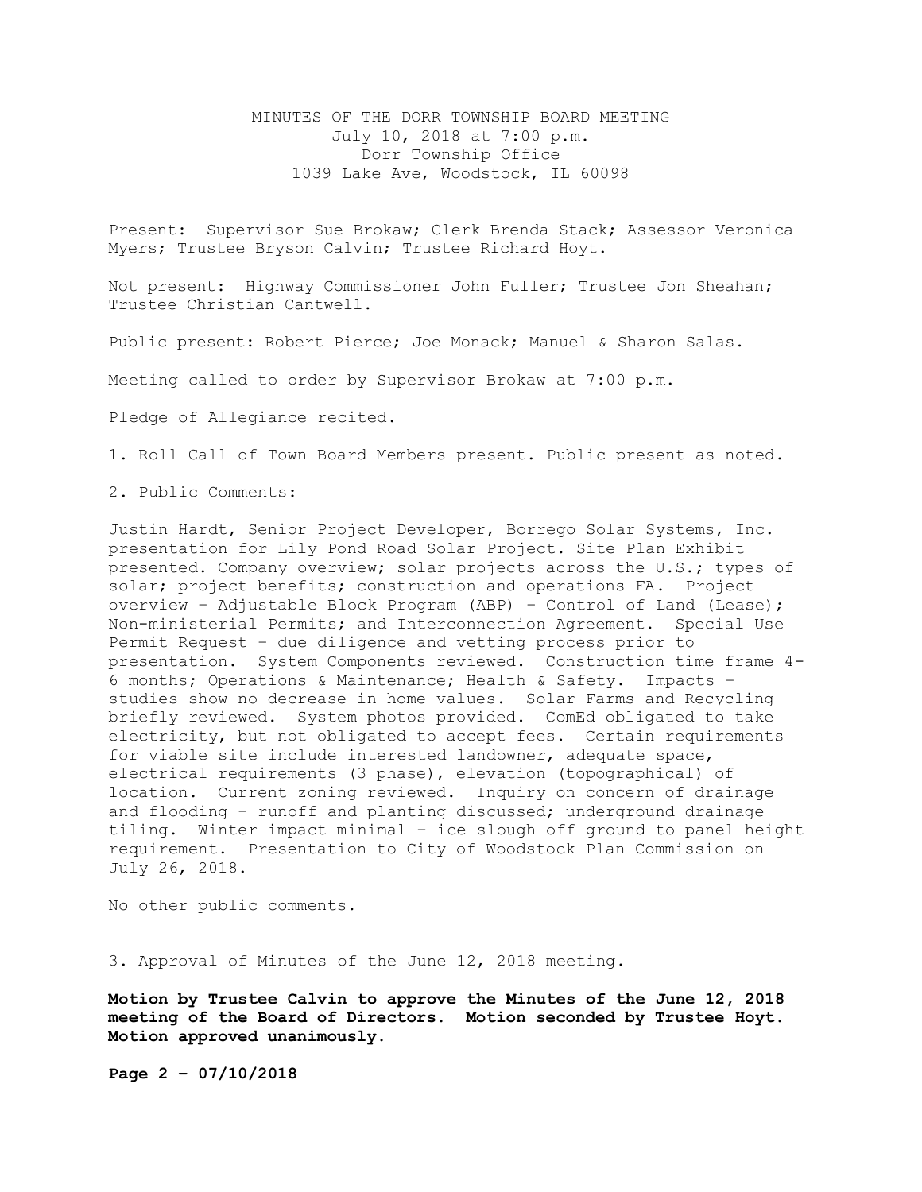# MINUTES OF THE DORR TOWNSHIP BOARD MEETING

July 10, 2018 at 7:00 p.m.
Dorr Township Office
1039 Lake Ave, Woodstock, IL 60098

Present: Supervisor Sue Brokaw; Clerk Brenda Stack; Assessor Veronica Myers; Trustee Bryson Calvin; Trustee Richard Hoyt.

Not present: Highway Commissioner John Fuller; Trustee Jon Sheahan; Trustee Christian Cantwell.

Public present: Robert Pierce; Joe Monack; Manuel & Sharon Salas.

Meeting called to order by Supervisor Brokaw at 7:00 p.m.

Pledge of Allegiance recited.

1. Roll Call of Town Board Members present. Public present as noted.

2. Public Comments:

Justin Hardt, Senior Project Developer, Borrego Solar Systems, Inc. presentation for Lily Pond Road Solar Project. Site Plan Exhibit presented. Company overview; solar projects across the U.S.; types of solar; project benefits; construction and operations FA. Project overview – Adjustable Block Program (ABP) – Control of Land (Lease); Non-ministerial Permits; and Interconnection Agreement. Special Use Permit Request – due diligence and vetting process prior to presentation. System Components reviewed. Construction time frame 4-6 months; Operations & Maintenance; Health & Safety. Impacts – studies show no decrease in home values. Solar Farms and Recycling briefly reviewed. System photos provided. ComEd obligated to take electricity, but not obligated to accept fees. Certain requirements for viable site include interested landowner, adequate space, electrical requirements (3 phase), elevation (topographical) of location. Current zoning reviewed. Inquiry on concern of drainage and flooding – runoff and planting discussed; underground drainage tiling. Winter impact minimal – ice slough off ground to panel height requirement. Presentation to City of Woodstock Plan Commission on July 26, 2018.

No other public comments.

3. Approval of Minutes of the June 12, 2018 meeting.

**Motion by Trustee Calvin to approve the Minutes of the June 12, 2018 meeting of the Board of Directors. Motion seconded by Trustee Hoyt. Motion approved unanimously.**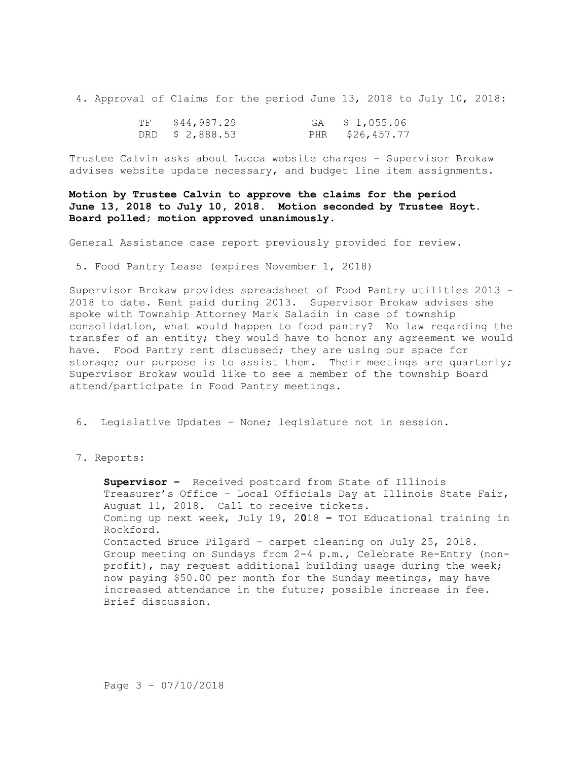4. Approval of Claims for the period June 13, 2018 to July 10, 2018:

| | | | |
|---|---|---|---|
| TF | \$44,987.29 | GA | \$ 1,055.06 |
| DRD | \$ 2,888.53 | PHR | \$26,457.77 |

Trustee Calvin asks about Lucca website charges – Supervisor Brokaw advises website update necessary, and budget line item assignments.

**Motion by Trustee Calvin to approve the claims for the period June 13, 2018 to July 10, 2018. Motion seconded by Trustee Hoyt. Board polled; motion approved unanimously.**

General Assistance case report previously provided for review.

5. Food Pantry Lease (expires November 1, 2018)

Supervisor Brokaw provides spreadsheet of Food Pantry utilities 2013 – 2018 to date. Rent paid during 2013. Supervisor Brokaw advises she spoke with Township Attorney Mark Saladin in case of township consolidation, what would happen to food pantry? No law regarding the transfer of an entity; they would have to honor any agreement we would have. Food Pantry rent discussed; they are using our space for storage; our purpose is to assist them. Their meetings are quarterly; Supervisor Brokaw would like to see a member of the township Board attend/participate in Food Pantry meetings.

6. Legislative Updates – None; legislature not in session.

7. Reports:

**Supervisor –** Received postcard from State of Illinois Treasurer's Office – Local Officials Day at Illinois State Fair, August 11, 2018. Call to receive tickets.
Coming up next week, July 19, 2018 **–** TOI Educational training in Rockford.
Contacted Bruce Pilgard – carpet cleaning on July 25, 2018.
Group meeting on Sundays from 2-4 p.m., Celebrate Re-Entry (non-profit), may request additional building usage during the week; now paying \$50.00 per month for the Sunday meetings, may have increased attendance in the future; possible increase in fee.
Brief discussion.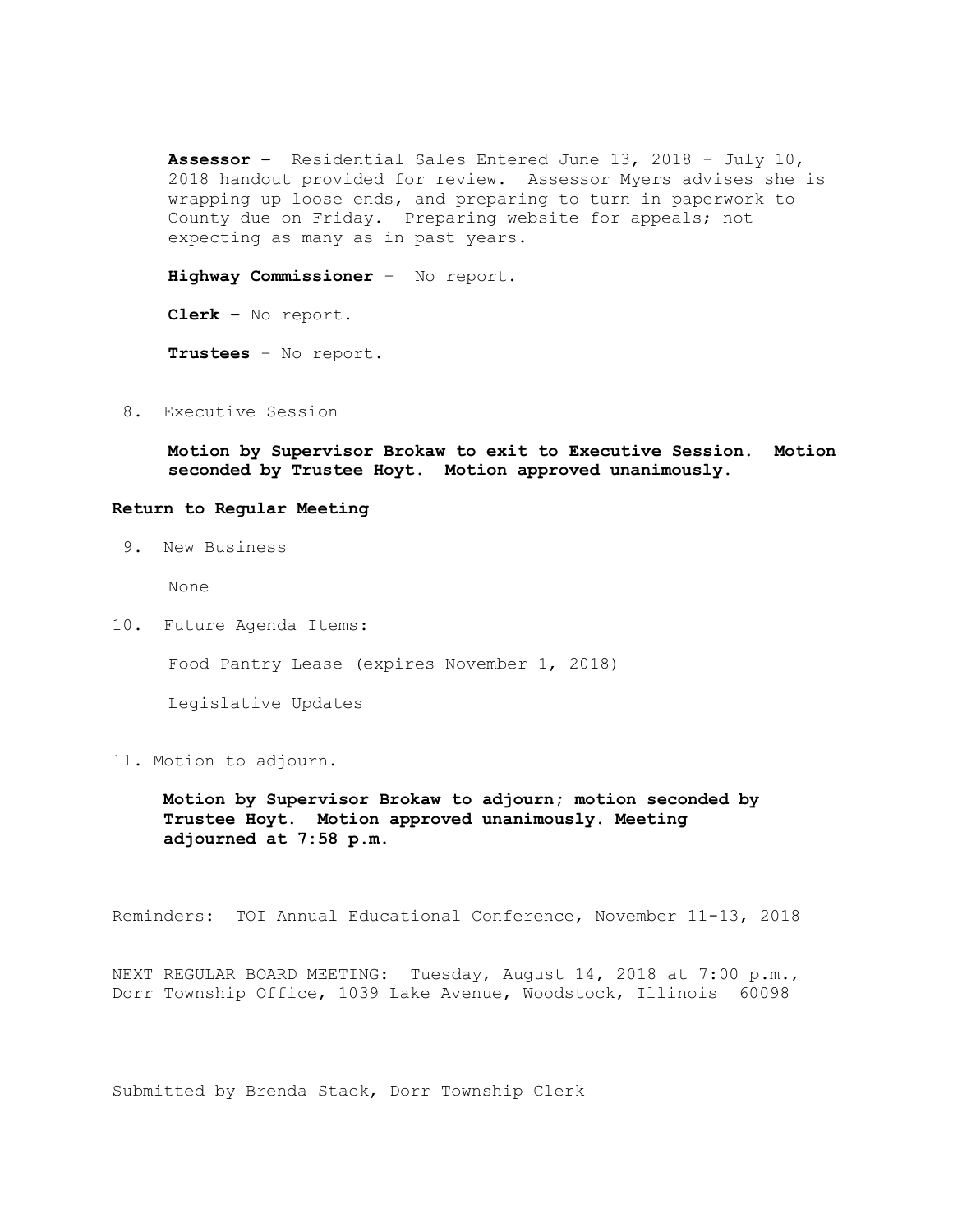**Assessor –** Residential Sales Entered June 13, 2018 – July 10, 2018 handout provided for review. Assessor Myers advises she is wrapping up loose ends, and preparing to turn in paperwork to County due on Friday. Preparing website for appeals; not expecting as many as in past years.

**Highway Commissioner** – No report.

**Clerk –** No report.

**Trustees** – No report.

8. Executive Session

   **Motion by Supervisor Brokaw to exit to Executive Session. Motion seconded by Trustee Hoyt. Motion approved unanimously.**

**Return to Regular Meeting**

9. New Business

   None

10. Future Agenda Items:

    Food Pantry Lease (expires November 1, 2018)

    Legislative Updates

11. Motion to adjourn.

    **Motion by Supervisor Brokaw to adjourn; motion seconded by Trustee Hoyt. Motion approved unanimously. Meeting adjourned at 7:58 p.m.**

Reminders: TOI Annual Educational Conference, November 11-13, 2018

NEXT REGULAR BOARD MEETING: Tuesday, August 14, 2018 at 7:00 p.m., Dorr Township Office, 1039 Lake Avenue, Woodstock, Illinois 60098

Submitted by Brenda Stack, Dorr Township Clerk